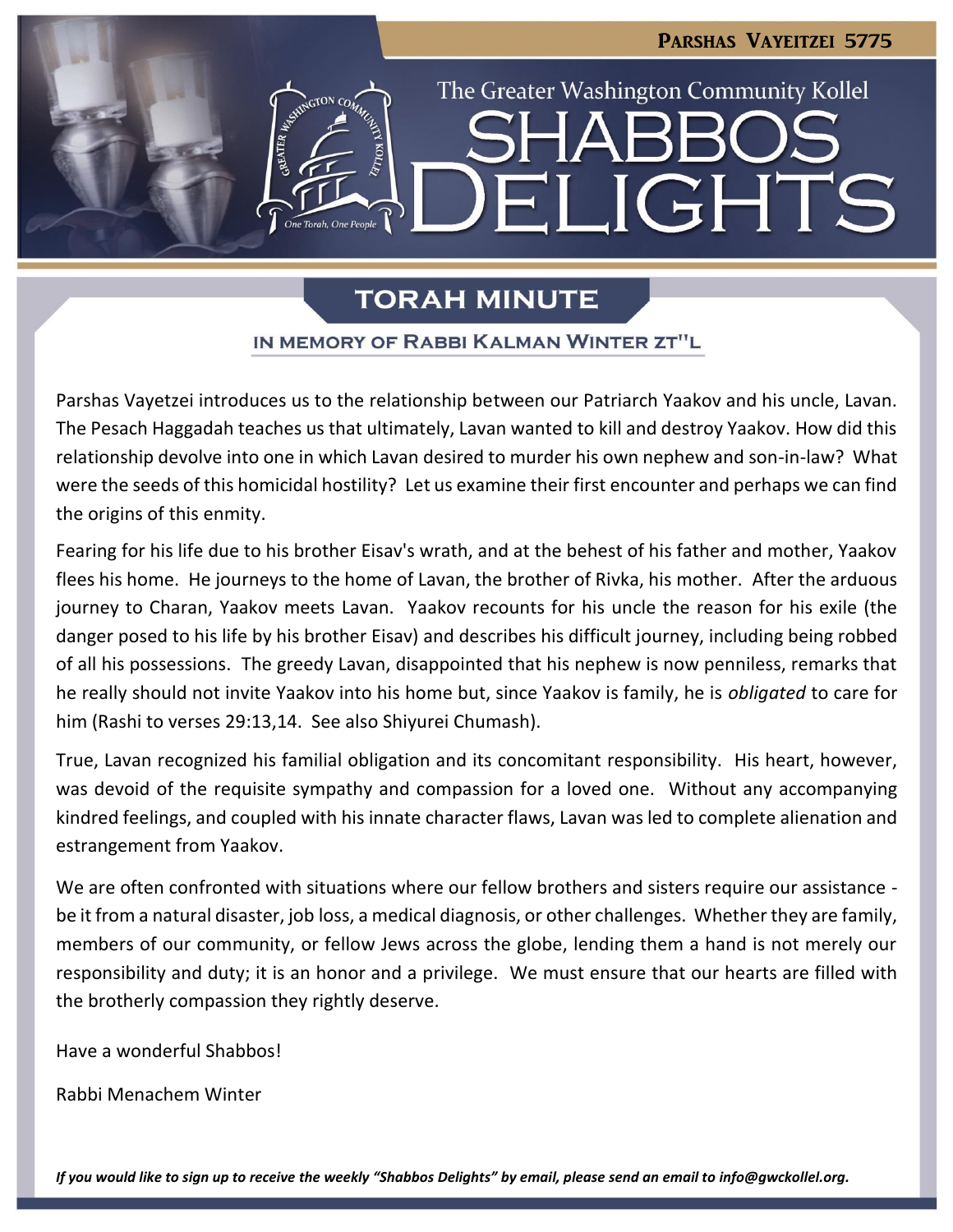Parshas Vayeitzei 5775

The Greater Washington Community Kollel

# SHABBOS DELIGHTS

## TORAH MINUTE

### IN MEMORY OF RABBI KALMAN WINTER ZT"L

Parshas Vayetzei introduces us to the relationship between our Patriarch Yaakov and his uncle, Lavan. The Pesach Haggadah teaches us that ultimately, Lavan wanted to kill and destroy Yaakov. How did this relationship devolve into one in which Lavan desired to murder his own nephew and son-in-law? What were the seeds of this homicidal hostility? Let us examine their first encounter and perhaps we can find the origins of this enmity.

Fearing for his life due to his brother Eisav's wrath, and at the behest of his father and mother, Yaakov flees his home. He journeys to the home of Lavan, the brother of Rivka, his mother. After the arduous journey to Charan, Yaakov meets Lavan. Yaakov recounts for his uncle the reason for his exile (the danger posed to his life by his brother Eisav) and describes his difficult journey, including being robbed of all his possessions. The greedy Lavan, disappointed that his nephew is now penniless, remarks that he really should not invite Yaakov into his home but, since Yaakov is family, he is *obligated* to care for him (Rashi to verses 29:13,14. See also Shiyurei Chumash).

True, Lavan recognized his familial obligation and its concomitant responsibility. His heart, however, was devoid of the requisite sympathy and compassion for a loved one. Without any accompanying kindred feelings, and coupled with his innate character flaws, Lavan was led to complete alienation and estrangement from Yaakov.

We are often confronted with situations where our fellow brothers and sisters require our assistance - be it from a natural disaster, job loss, a medical diagnosis, or other challenges. Whether they are family, members of our community, or fellow Jews across the globe, lending them a hand is not merely our responsibility and duty; it is an honor and a privilege. We must ensure that our hearts are filled with the brotherly compassion they rightly deserve.

Have a wonderful Shabbos!

Rabbi Menachem Winter

*If you would like to sign up to receive the weekly "Shabbos Delights" by email, please send an email to info@gwckollel.org.*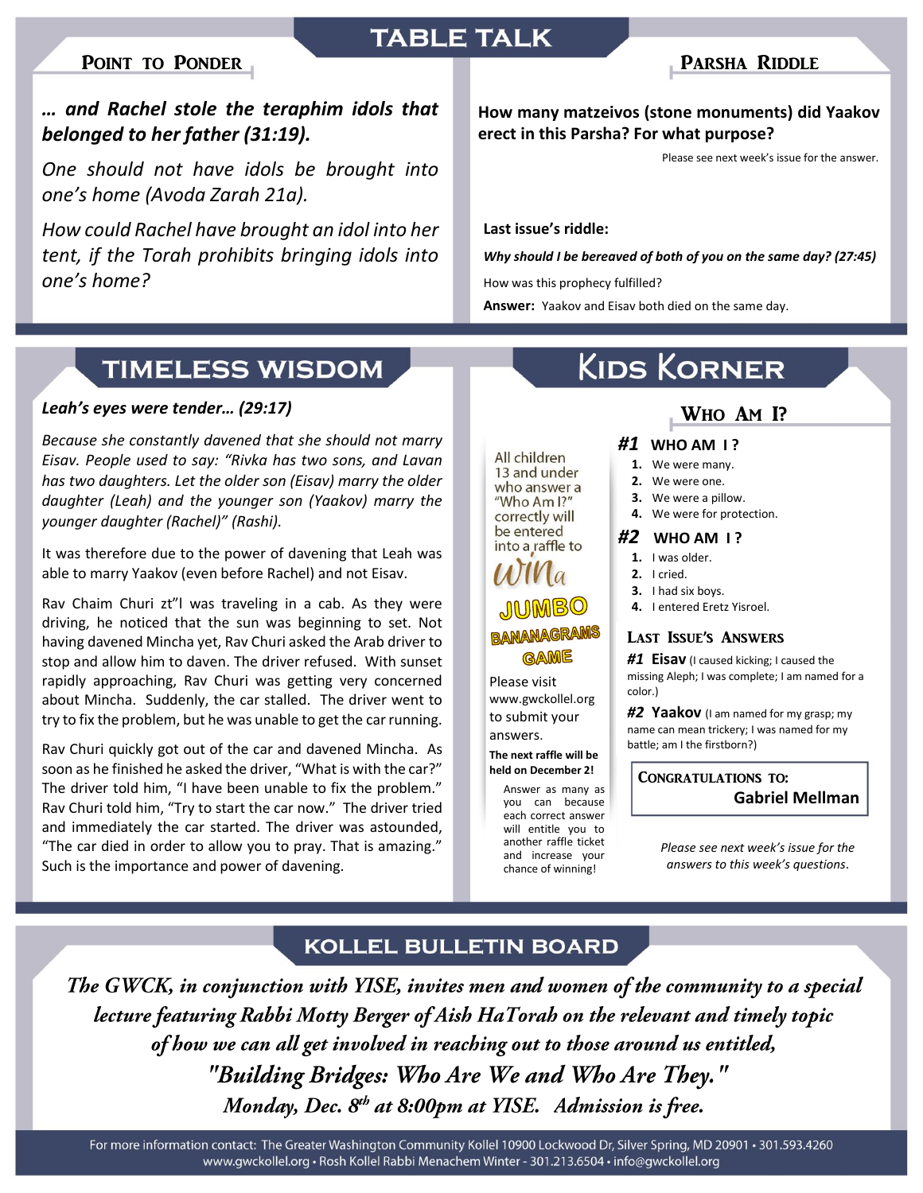# TABLE TALK

## Point to Ponder

***… and Rachel stole the teraphim idols that belonged to her father (31:19).***

*One should not have idols be brought into one's home (Avoda Zarah 21a).*

*How could Rachel have brought an idol into her tent, if the Torah prohibits bringing idols into one's home?*

## Parsha Riddle

**How many matzeivos (stone monuments) did Yaakov erect in this Parsha? For what purpose?**

Please see next week's issue for the answer.

**Last issue's riddle:**

***Why should I be bereaved of both of you on the same day? (27:45)***

How was this prophecy fulfilled?

**Answer:** Yaakov and Eisav both died on the same day.

# TIMELESS WISDOM

***Leah's eyes were tender… (29:17)***

*Because she constantly davened that she should not marry Eisav. People used to say: "Rivka has two sons, and Lavan has two daughters. Let the older son (Eisav) marry the older daughter (Leah) and the younger son (Yaakov) marry the younger daughter (Rachel)" (Rashi).*

It was therefore due to the power of davening that Leah was able to marry Yaakov (even before Rachel) and not Eisav.

Rav Chaim Churi zt"l was traveling in a cab. As they were driving, he noticed that the sun was beginning to set. Not having davened Mincha yet, Rav Churi asked the Arab driver to stop and allow him to daven. The driver refused. With sunset rapidly approaching, Rav Churi was getting very concerned about Mincha. Suddenly, the car stalled. The driver went to try to fix the problem, but he was unable to get the car running.

Rav Churi quickly got out of the car and davened Mincha. As soon as he finished he asked the driver, "What is with the car?" The driver told him, "I have been unable to fix the problem." Rav Churi told him, "Try to start the car now." The driver tried and immediately the car started. The driver was astounded, "The car died in order to allow you to pray. That is amazing." Such is the importance and power of davening.

# Kids Korner

All children 13 and under who answer a "Who Am I?" correctly will be entered into a raffle to

**Win a JUMBO BANANAGRAMS GAME**

Please visit www.gwckollel.org to submit your answers.

**The next raffle will be held on December 2!**

Answer as many as you can because each correct answer will entitle you to another raffle ticket and increase your chance of winning!

## Who Am I?

### #1 WHO AM I ?

1. We were many.
2. We were one.
3. We were a pillow.
4. We were for protection.

### #2 WHO AM I ?

1. I was older.
2. I cried.
3. I had six boys.
4. I entered Eretz Yisroel.

### Last Issue's Answers

**#1 Eisav** (I caused kicking; I caused the missing Aleph; I was complete; I am named for a color.)

**#2 Yaakov** (I am named for my grasp; my name can mean trickery; I was named for my battle; am I the firstborn?)

**Congratulations to:** **Gabriel Mellman**

*Please see next week's issue for the answers to this week's questions.*

# KOLLEL BULLETIN BOARD

*The GWCK, in conjunction with YISE, invites men and women of the community to a special lecture featuring Rabbi Motty Berger of Aish HaTorah on the relevant and timely topic of how we can all get involved in reaching out to those around us entitled,*

***"Building Bridges: Who Are We and Who Are They."***

***Monday, Dec. 8th at 8:00pm at YISE. Admission is free.***

For more information contact: The Greater Washington Community Kollel 10900 Lockwood Dr, Silver Spring, MD 20901 • 301.593.4260
www.gwckollel.org • Rosh Kollel Rabbi Menachem Winter - 301.213.6504 • info@gwckollel.org